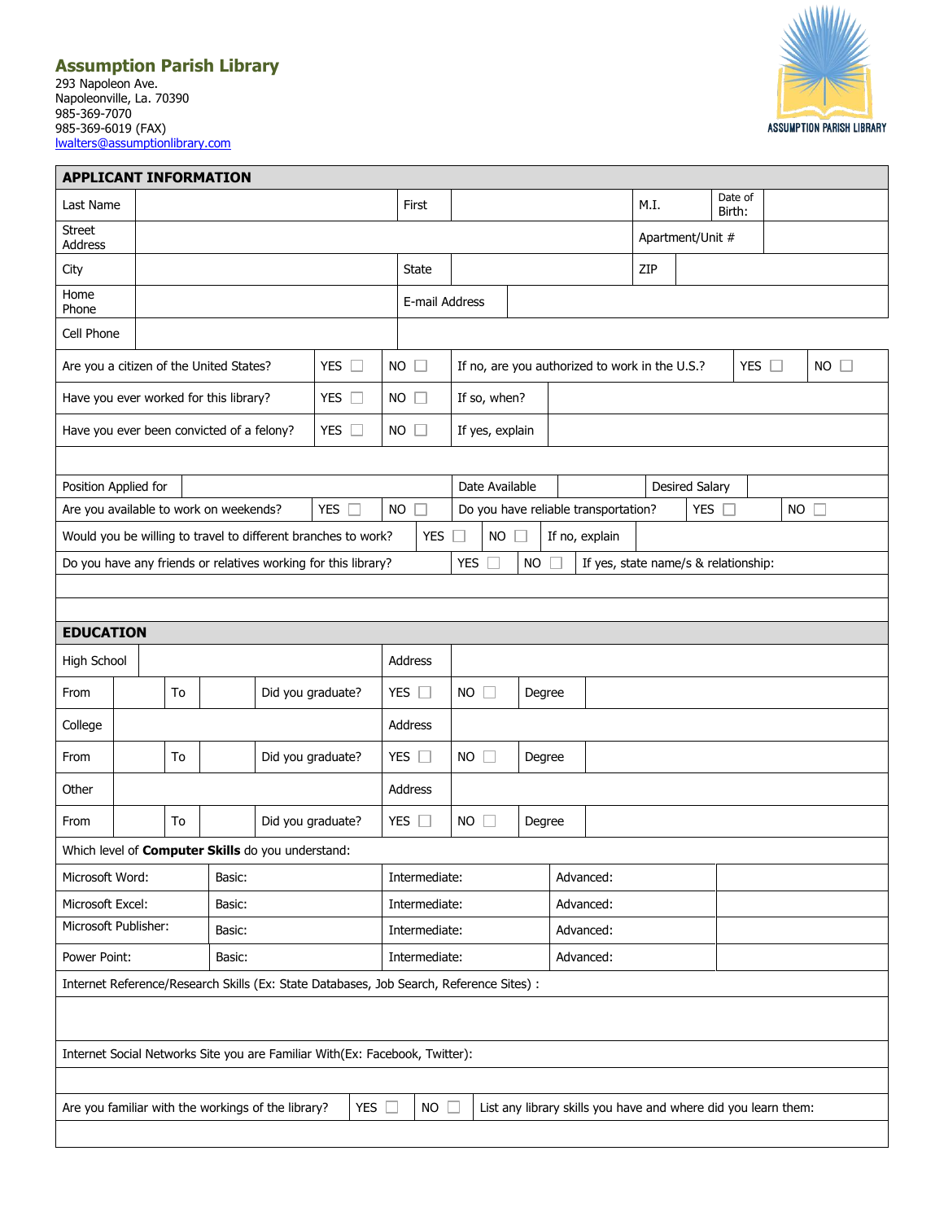## Assumption Parish Library

293 Napoleon Ave.
Napoleonville, La. 70390
985-369-7070
985-369-6019 (FAX)
lwalters@assumptionlibrary.com

ASSUMPTION PARISH LIBRARY

### APPLICANT INFORMATION

| Last Name | | First | | M.I. | | Date of Birth: | |
|---|---|---|---|---|---|---|---|
| Street Address | | | | Apartment/Unit # | | | |
| City | | State | | ZIP | | | |
| Home Phone | | E-mail Address | | | | | |
| Cell Phone | | | | | | | |

| | | | | | |
|---|---|---|---|---|---|
| Are you a citizen of the United States? | YES ☐ | NO ☐ | If no, are you authorized to work in the U.S.? | YES ☐ | NO ☐ |
| Have you ever worked for this library? | YES ☐ | NO ☐ | If so, when? | | |
| Have you ever been convicted of a felony? | YES ☐ | NO ☐ | If yes, explain | | |

| | | | | | |
|---|---|---|---|---|---|
| Position Applied for | | Date Available | | Desired Salary | |
| Are you available to work on weekends? | YES ☐ NO ☐ | Do you have reliable transportation? | YES ☐ NO ☐ | | |
| Would you be willing to travel to different branches to work? | YES ☐ NO ☐ | If no, explain | | | |
| Do you have any friends or relatives working for this library? | YES ☐ NO ☐ | If yes, state name/s & relationship: | | | |

### EDUCATION

| | | | | | | | |
|---|---|---|---|---|---|---|---|
| High School | | | | Address | | | |
| From | | To | | Did you graduate? | YES ☐ | NO ☐ | Degree |
| College | | | | Address | | | |
| From | | To | | Did you graduate? | YES ☐ | NO ☐ | Degree |
| Other | | | | Address | | | |
| From | | To | | Did you graduate? | YES ☐ | NO ☐ | Degree |

Which level of **Computer Skills** do you understand:

| | | | | |
|---|---|---|---|---|
| Microsoft Word: | Basic: | Intermediate: | Advanced: | |
| Microsoft Excel: | Basic: | Intermediate: | Advanced: | |
| Microsoft Publisher: | Basic: | Intermediate: | Advanced: | |
| Power Point: | Basic: | Intermediate: | Advanced: | |

Internet Reference/Research Skills (Ex: State Databases, Job Search, Reference Sites) :

Internet Social Networks Site you are Familiar With(Ex: Facebook, Twitter):

| | | | |
|---|---|---|---|
| Are you familiar with the workings of the library? | YES ☐ | NO ☐ | List any library skills you have and where did you learn them: |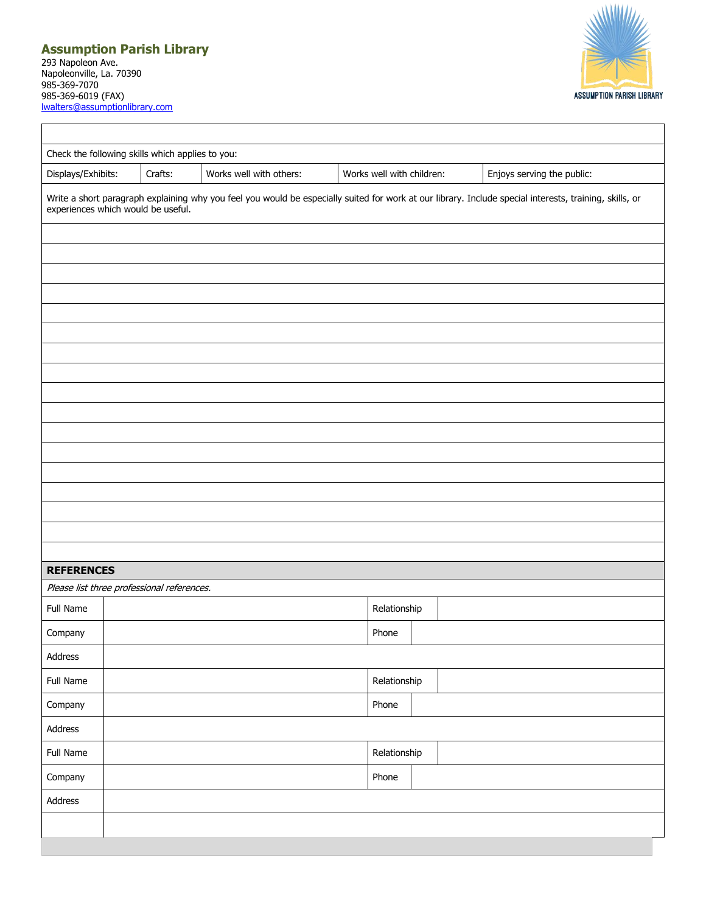## Assumption Parish Library

293 Napoleon Ave.
Napoleonville, La. 70390
985-369-7070
985-369-6019 (FAX)
lwalters@assumptionlibrary.com

ASSUMPTION PARISH LIBRARY

Check the following skills which applies to you:

| Displays/Exhibits: | Crafts: | Works well with others: | Works well with children: | Enjoys serving the public: |
|---|---|---|---|---|

Write a short paragraph explaining why you feel you would be especially suited for work at our library. Include special interests, training, skills, or experiences which would be useful.

## REFERENCES

*Please list three professional references.*

| Full Name | | Relationship | |
|---|---|---|---|
| Company | | Phone | |
| Address | | | |
| Full Name | | Relationship | |
| Company | | Phone | |
| Address | | | |
| Full Name | | Relationship | |
| Company | | Phone | |
| Address | | | |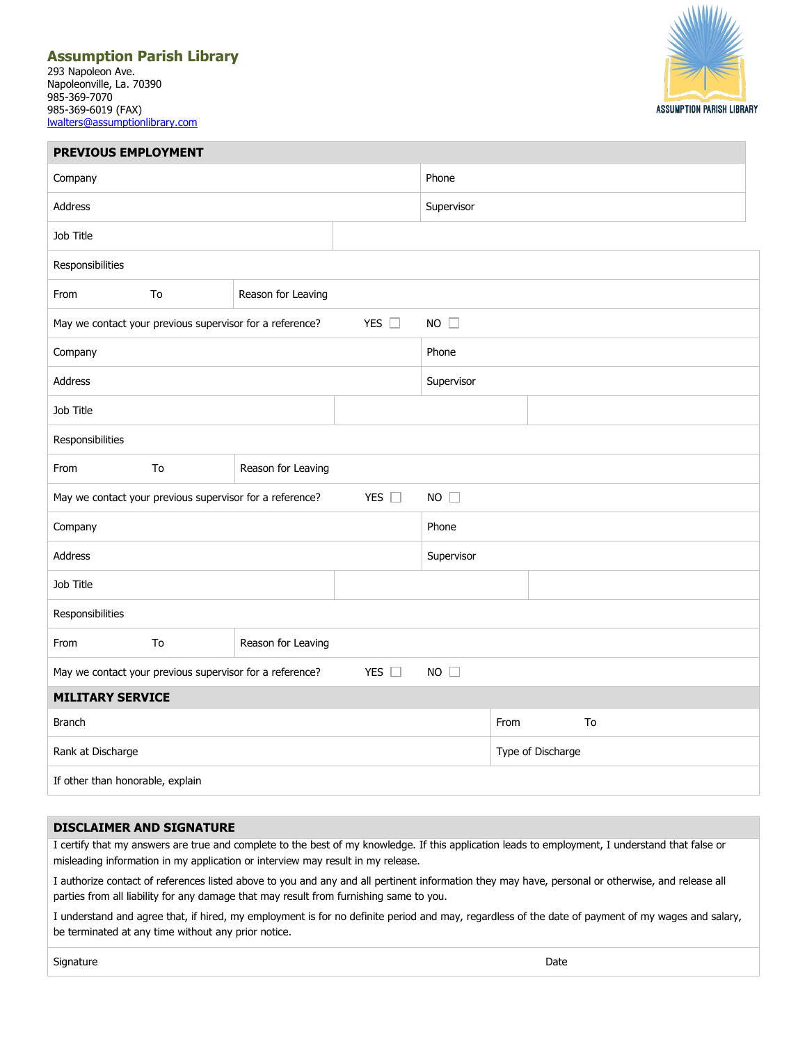**Assumption Parish Library**
293 Napoleon Ave.
Napoleonville, La. 70390
985-369-7070
985-369-6019 (FAX)
lwalters@assumptionlibrary.com

## PREVIOUS EMPLOYMENT

| | | |
|---|---|---|
| Company | | Phone |
| Address | | Supervisor |
| Job Title | | |
| Responsibilities | | |
| From To | Reason for Leaving | |
| May we contact your previous supervisor for a reference? | YES ☐ | NO ☐ |
| Company | | Phone |
| Address | | Supervisor |
| Job Title | | |
| Responsibilities | | |
| From To | Reason for Leaving | |
| May we contact your previous supervisor for a reference? | YES ☐ | NO ☐ |
| Company | | Phone |
| Address | | Supervisor |
| Job Title | | |
| Responsibilities | | |
| From To | Reason for Leaving | |
| May we contact your previous supervisor for a reference? | YES ☐ | NO ☐ |

## MILITARY SERVICE

| | |
|---|---|
| Branch | From To |
| Rank at Discharge | Type of Discharge |
| If other than honorable, explain | |

## DISCLAIMER AND SIGNATURE

I certify that my answers are true and complete to the best of my knowledge. If this application leads to employment, I understand that false or misleading information in my application or interview may result in my release.

I authorize contact of references listed above to you and any and all pertinent information they may have, personal or otherwise, and release all parties from all liability for any damage that may result from furnishing same to you.

I understand and agree that, if hired, my employment is for no definite period and may, regardless of the date of payment of my wages and salary, be terminated at any time without any prior notice.

| | |
|---|---|
| Signature | Date |